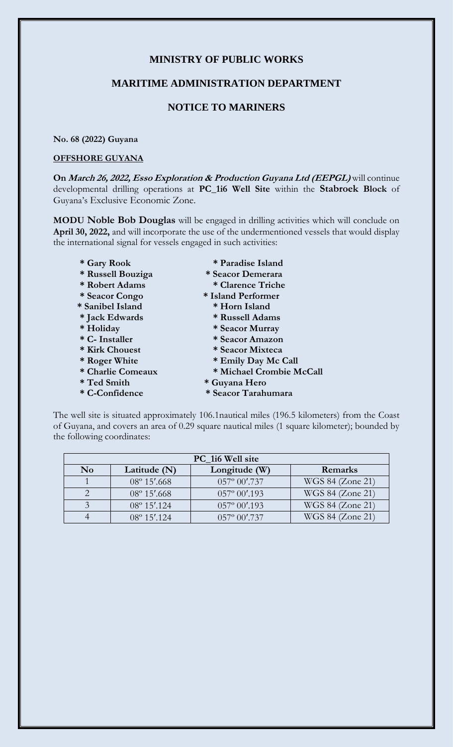## MINISTRY OF PUBLIC WORKS

## MARITIME ADMINISTRATION DEPARTMENT

## NOTICE TO MARINERS

**No. 68 (2022) Guyana**

**OFFSHORE GUYANA**

**On *March 26, 2022, Esso Exploration & Production Guyana Ltd (EEPGL)*** will continue developmental drilling operations at **PC_1i6 Well Site** within the **Stabroek Block** of Guyana's Exclusive Economic Zone.

**MODU Noble Bob Douglas** will be engaged in drilling activities which will conclude on **April 30, 2022,** and will incorporate the use of the undermentioned vessels that would display the international signal for vessels engaged in such activities:

- **Gary Rook**
- **Russell Bouziga**
- **Robert Adams**
- **Seacor Congo**
- **Sanibel Island**
- **Jack Edwards**
- **Holiday**
- **C- Installer**
- **Kirk Chouest**
- **Roger White**
- **Charlie Comeaux**
- **Ted Smith**
- **C-Confidence**
- **Paradise Island**
- **Seacor Demerara**
- **Clarence Triche**
- **Island Performer**
- **Horn Island**
- **Russell Adams**
- **Seacor Murray**
- **Seacor Amazon**
- **Seacor Mixteca**
- **Emily Day Mc Call**
- **Michael Crombie McCall**
- **Guyana Hero**
- **Seacor Tarahumara**

The well site is situated approximately 106.1nautical miles (196.5 kilometers) from the Coast of Guyana, and covers an area of 0.29 square nautical miles (1 square kilometer); bounded by the following coordinates:

| **PC_1i6 Well site** | | | |
|---|---|---|---|
| **No** | **Latitude (N)** | **Longitude (W)** | **Remarks** |
| 1 | 08º 15′.668 | 057º 00′.737 | WGS 84 (Zone 21) |
| 2 | 08º 15′.668 | 057º 00′.193 | WGS 84 (Zone 21) |
| 3 | 08º 15′.124 | 057º 00′.193 | WGS 84 (Zone 21) |
| 4 | 08º 15′.124 | 057º 00′.737 | WGS 84 (Zone 21) |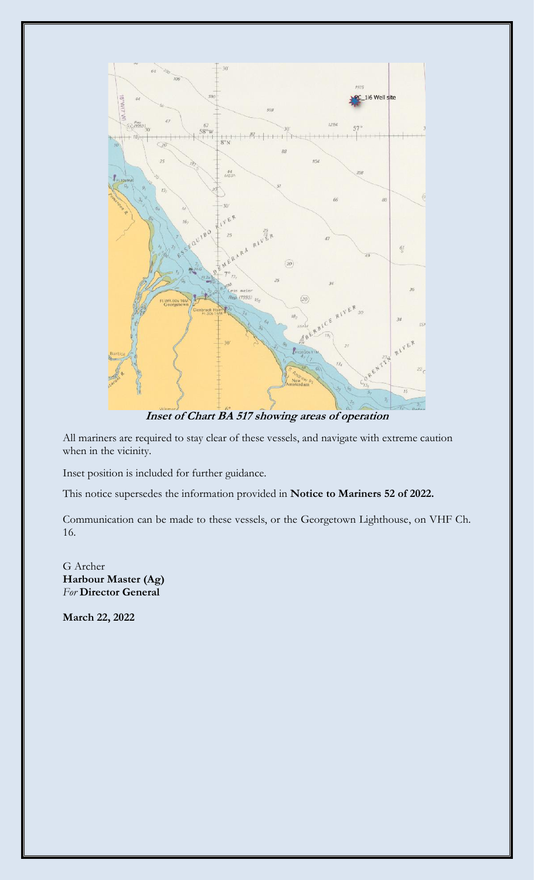**Inset of Chart BA 517 showing areas of operation**

All mariners are required to stay clear of these vessels, and navigate with extreme caution when in the vicinity.

Inset position is included for further guidance.

This notice supersedes the information provided in **Notice to Mariners 52 of 2022.**

Communication can be made to these vessels, or the Georgetown Lighthouse, on VHF Ch. 16.

G Archer
**Harbour Master (Ag)**
*For* **Director General**

**March 22, 2022**